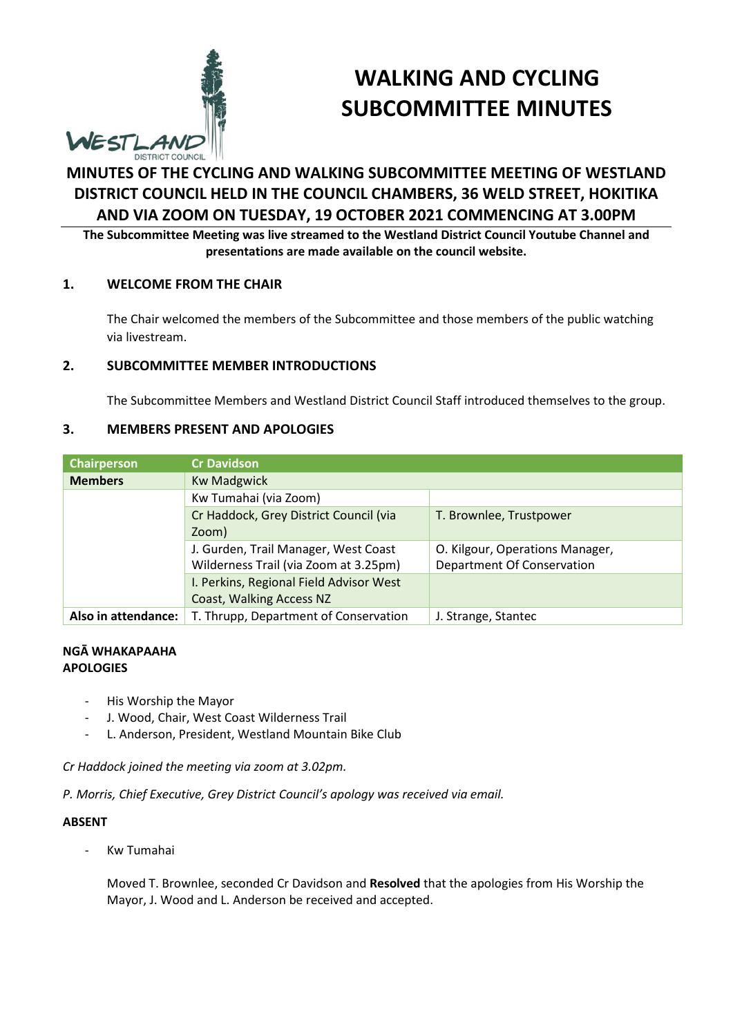# WALKING AND CYCLING SUBCOMMITTEE MINUTES

## MINUTES OF THE CYCLING AND WALKING SUBCOMMITTEE MEETING OF WESTLAND DISTRICT COUNCIL HELD IN THE COUNCIL CHAMBERS, 36 WELD STREET, HOKITIKA AND VIA ZOOM ON TUESDAY, 19 OCTOBER 2021 COMMENCING AT 3.00PM

**The Subcommittee Meeting was live streamed to the Westland District Council Youtube Channel and presentations are made available on the council website.**

### 1. WELCOME FROM THE CHAIR

The Chair welcomed the members of the Subcommittee and those members of the public watching via livestream.

### 2. SUBCOMMITTEE MEMBER INTRODUCTIONS

The Subcommittee Members and Westland District Council Staff introduced themselves to the group.

### 3. MEMBERS PRESENT AND APOLOGIES

| Chairperson | Cr Davidson | |
|---|---|---|
| **Members** | Kw Madgwick | |
| | Kw Tumahai (via Zoom) | |
| | Cr Haddock, Grey District Council (via Zoom) | T. Brownlee, Trustpower |
| | J. Gurden, Trail Manager, West Coast Wilderness Trail (via Zoom at 3.25pm) | O. Kilgour, Operations Manager, Department Of Conservation |
| | I. Perkins, Regional Field Advisor West Coast, Walking Access NZ | |
| **Also in attendance:** | T. Thrupp, Department of Conservation | J. Strange, Stantec |

**NGĀ WHAKAPAAHA**
**APOLOGIES**

- His Worship the Mayor
- J. Wood, Chair, West Coast Wilderness Trail
- L. Anderson, President, Westland Mountain Bike Club

*Cr Haddock joined the meeting via zoom at 3.02pm.*

*P. Morris, Chief Executive, Grey District Council's apology was received via email.*

**ABSENT**

- Kw Tumahai

Moved T. Brownlee, seconded Cr Davidson and **Resolved** that the apologies from His Worship the Mayor, J. Wood and L. Anderson be received and accepted.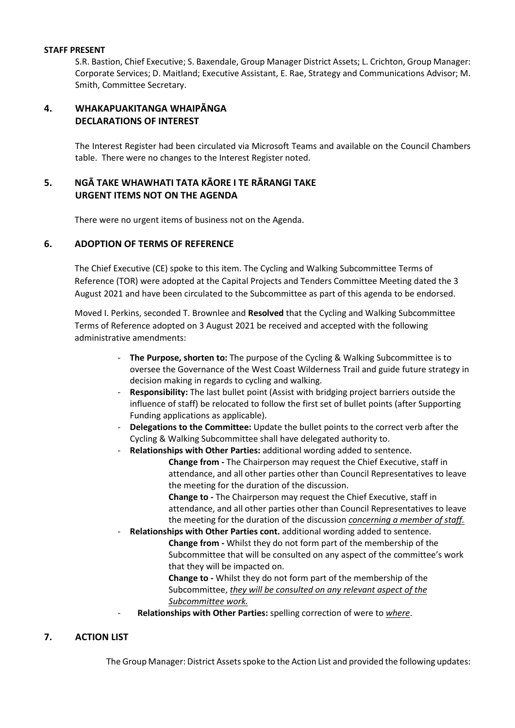**STAFF PRESENT**

S.R. Bastion, Chief Executive; S. Baxendale, Group Manager District Assets; L. Crichton, Group Manager: Corporate Services; D. Maitland; Executive Assistant, E. Rae, Strategy and Communications Advisor; M. Smith, Committee Secretary.

## 4. WHAKAPUAKITANGA WHAIPĀNGA DECLARATIONS OF INTEREST

The Interest Register had been circulated via Microsoft Teams and available on the Council Chambers table. There were no changes to the Interest Register noted.

## 5. NGĀ TAKE WHAWHATI TATA KĀORE I TE RĀRANGI TAKE URGENT ITEMS NOT ON THE AGENDA

There were no urgent items of business not on the Agenda.

## 6. ADOPTION OF TERMS OF REFERENCE

The Chief Executive (CE) spoke to this item. The Cycling and Walking Subcommittee Terms of Reference (TOR) were adopted at the Capital Projects and Tenders Committee Meeting dated the 3 August 2021 and have been circulated to the Subcommittee as part of this agenda to be endorsed.

Moved I. Perkins, seconded T. Brownlee and **Resolved** that the Cycling and Walking Subcommittee Terms of Reference adopted on 3 August 2021 be received and accepted with the following administrative amendments:

- **The Purpose, shorten to:** The purpose of the Cycling & Walking Subcommittee is to oversee the Governance of the West Coast Wilderness Trail and guide future strategy in decision making in regards to cycling and walking.
- **Responsibility:** The last bullet point (Assist with bridging project barriers outside the influence of staff) be relocated to follow the first set of bullet points (after Supporting Funding applications as applicable).
- **Delegations to the Committee:** Update the bullet points to the correct verb after the Cycling & Walking Subcommittee shall have delegated authority to.
- **Relationships with Other Parties:** additional wording added to sentence.

  **Change from -** The Chairperson may request the Chief Executive, staff in attendance, and all other parties other than Council Representatives to leave the meeting for the duration of the discussion.

  **Change to -** The Chairperson may request the Chief Executive, staff in attendance, and all other parties other than Council Representatives to leave the meeting for the duration of the discussion *concerning a member of staff.*
- **Relationships with Other Parties cont.** additional wording added to sentence.

  **Change from -** Whilst they do not form part of the membership of the Subcommittee that will be consulted on any aspect of the committee's work that they will be impacted on.

  **Change to -** Whilst they do not form part of the membership of the Subcommittee, *they will be consulted on any relevant aspect of the Subcommittee work.*
- **Relationships with Other Parties:** spelling correction of were to *where*.

## 7. ACTION LIST

The Group Manager: District Assets spoke to the Action List and provided the following updates: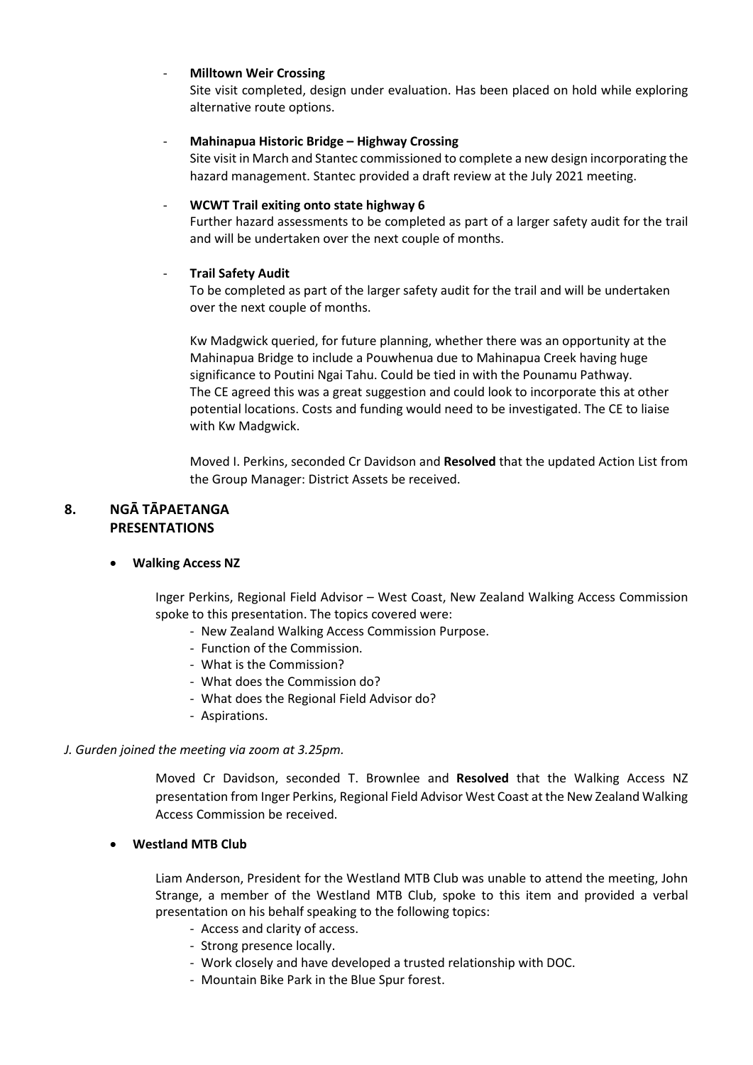- **Milltown Weir Crossing**
  Site visit completed, design under evaluation. Has been placed on hold while exploring alternative route options.

- **Mahinapua Historic Bridge – Highway Crossing**
  Site visit in March and Stantec commissioned to complete a new design incorporating the hazard management. Stantec provided a draft review at the July 2021 meeting.

- **WCWT Trail exiting onto state highway 6**
  Further hazard assessments to be completed as part of a larger safety audit for the trail and will be undertaken over the next couple of months.

- **Trail Safety Audit**
  To be completed as part of the larger safety audit for the trail and will be undertaken over the next couple of months.

  Kw Madgwick queried, for future planning, whether there was an opportunity at the Mahinapua Bridge to include a Pouwhenua due to Mahinapua Creek having huge significance to Poutini Ngai Tahu. Could be tied in with the Pounamu Pathway.
  The CE agreed this was a great suggestion and could look to incorporate this at other potential locations. Costs and funding would need to be investigated. The CE to liaise with Kw Madgwick.

  Moved I. Perkins, seconded Cr Davidson and **Resolved** that the updated Action List from the Group Manager: District Assets be received.

## 8. NGĀ TĀPAETANGA PRESENTATIONS

- **Walking Access NZ**

  Inger Perkins, Regional Field Advisor – West Coast, New Zealand Walking Access Commission spoke to this presentation. The topics covered were:
  - New Zealand Walking Access Commission Purpose.
  - Function of the Commission.
  - What is the Commission?
  - What does the Commission do?
  - What does the Regional Field Advisor do?
  - Aspirations.

*J. Gurden joined the meeting via zoom at 3.25pm.*

  Moved Cr Davidson, seconded T. Brownlee and **Resolved** that the Walking Access NZ presentation from Inger Perkins, Regional Field Advisor West Coast at the New Zealand Walking Access Commission be received.

- **Westland MTB Club**

  Liam Anderson, President for the Westland MTB Club was unable to attend the meeting, John Strange, a member of the Westland MTB Club, spoke to this item and provided a verbal presentation on his behalf speaking to the following topics:
  - Access and clarity of access.
  - Strong presence locally.
  - Work closely and have developed a trusted relationship with DOC.
  - Mountain Bike Park in the Blue Spur forest.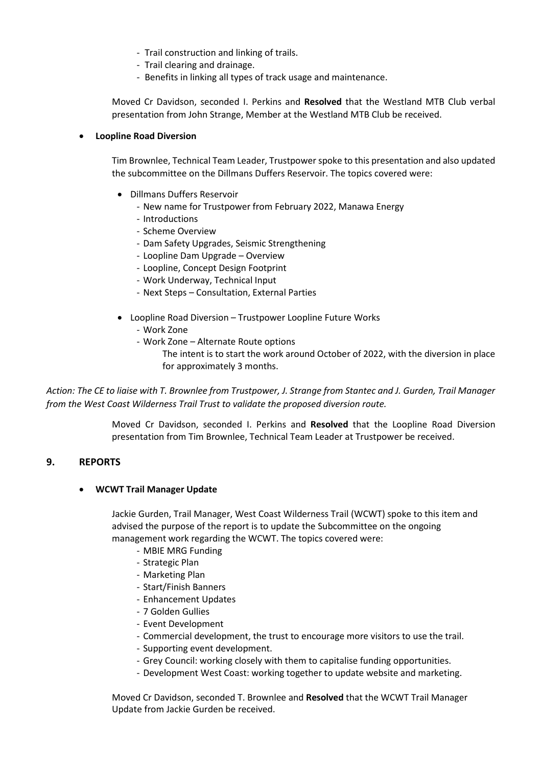- Trail construction and linking of trails.
- Trail clearing and drainage.
- Benefits in linking all types of track usage and maintenance.

Moved Cr Davidson, seconded I. Perkins and **Resolved** that the Westland MTB Club verbal presentation from John Strange, Member at the Westland MTB Club be received.

- **Loopline Road Diversion**

  Tim Brownlee, Technical Team Leader, Trustpower spoke to this presentation and also updated the subcommittee on the Dillmans Duffers Reservoir. The topics covered were:

  - Dillmans Duffers Reservoir
    - New name for Trustpower from February 2022, Manawa Energy
    - Introductions
    - Scheme Overview
    - Dam Safety Upgrades, Seismic Strengthening
    - Loopline Dam Upgrade – Overview
    - Loopline, Concept Design Footprint
    - Work Underway, Technical Input
    - Next Steps – Consultation, External Parties

  - Loopline Road Diversion – Trustpower Loopline Future Works
    - Work Zone
    - Work Zone – Alternate Route options

      The intent is to start the work around October of 2022, with the diversion in place for approximately 3 months.

*Action: The CE to liaise with T. Brownlee from Trustpower, J. Strange from Stantec and J. Gurden, Trail Manager from the West Coast Wilderness Trail Trust to validate the proposed diversion route.*

Moved Cr Davidson, seconded I. Perkins and **Resolved** that the Loopline Road Diversion presentation from Tim Brownlee, Technical Team Leader at Trustpower be received.

## 9. REPORTS

- **WCWT Trail Manager Update**

  Jackie Gurden, Trail Manager, West Coast Wilderness Trail (WCWT) spoke to this item and advised the purpose of the report is to update the Subcommittee on the ongoing management work regarding the WCWT. The topics covered were:

  - MBIE MRG Funding
  - Strategic Plan
  - Marketing Plan
  - Start/Finish Banners
  - Enhancement Updates
  - 7 Golden Gullies
  - Event Development
  - Commercial development, the trust to encourage more visitors to use the trail.
  - Supporting event development.
  - Grey Council: working closely with them to capitalise funding opportunities.
  - Development West Coast: working together to update website and marketing.

  Moved Cr Davidson, seconded T. Brownlee and **Resolved** that the WCWT Trail Manager Update from Jackie Gurden be received.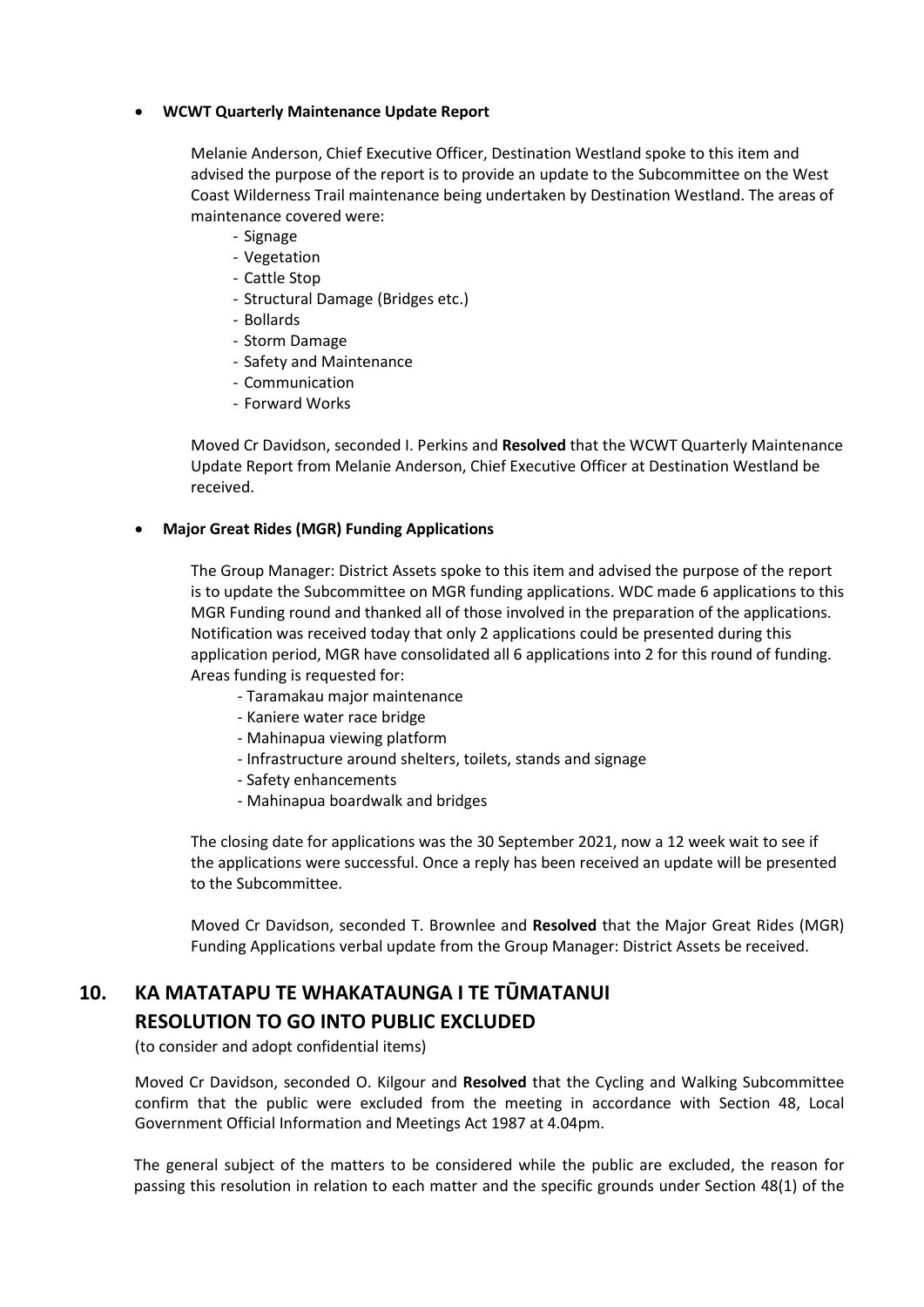- **WCWT Quarterly Maintenance Update Report**

  Melanie Anderson, Chief Executive Officer, Destination Westland spoke to this item and advised the purpose of the report is to provide an update to the Subcommittee on the West Coast Wilderness Trail maintenance being undertaken by Destination Westland. The areas of maintenance covered were:

  - Signage
  - Vegetation
  - Cattle Stop
  - Structural Damage (Bridges etc.)
  - Bollards
  - Storm Damage
  - Safety and Maintenance
  - Communication
  - Forward Works

  Moved Cr Davidson, seconded I. Perkins and **Resolved** that the WCWT Quarterly Maintenance Update Report from Melanie Anderson, Chief Executive Officer at Destination Westland be received.

- **Major Great Rides (MGR) Funding Applications**

  The Group Manager: District Assets spoke to this item and advised the purpose of the report is to update the Subcommittee on MGR funding applications. WDC made 6 applications to this MGR Funding round and thanked all of those involved in the preparation of the applications. Notification was received today that only 2 applications could be presented during this application period, MGR have consolidated all 6 applications into 2 for this round of funding. Areas funding is requested for:

  - Taramakau major maintenance
  - Kaniere water race bridge
  - Mahinapua viewing platform
  - Infrastructure around shelters, toilets, stands and signage
  - Safety enhancements
  - Mahinapua boardwalk and bridges

  The closing date for applications was the 30 September 2021, now a 12 week wait to see if the applications were successful. Once a reply has been received an update will be presented to the Subcommittee.

  Moved Cr Davidson, seconded T. Brownlee and **Resolved** that the Major Great Rides (MGR) Funding Applications verbal update from the Group Manager: District Assets be received.

## 10. KA MATATAPU TE WHAKATAUNGA I TE TŪMATANUI RESOLUTION TO GO INTO PUBLIC EXCLUDED

(to consider and adopt confidential items)

Moved Cr Davidson, seconded O. Kilgour and **Resolved** that the Cycling and Walking Subcommittee confirm that the public were excluded from the meeting in accordance with Section 48, Local Government Official Information and Meetings Act 1987 at 4.04pm.

The general subject of the matters to be considered while the public are excluded, the reason for passing this resolution in relation to each matter and the specific grounds under Section 48(1) of the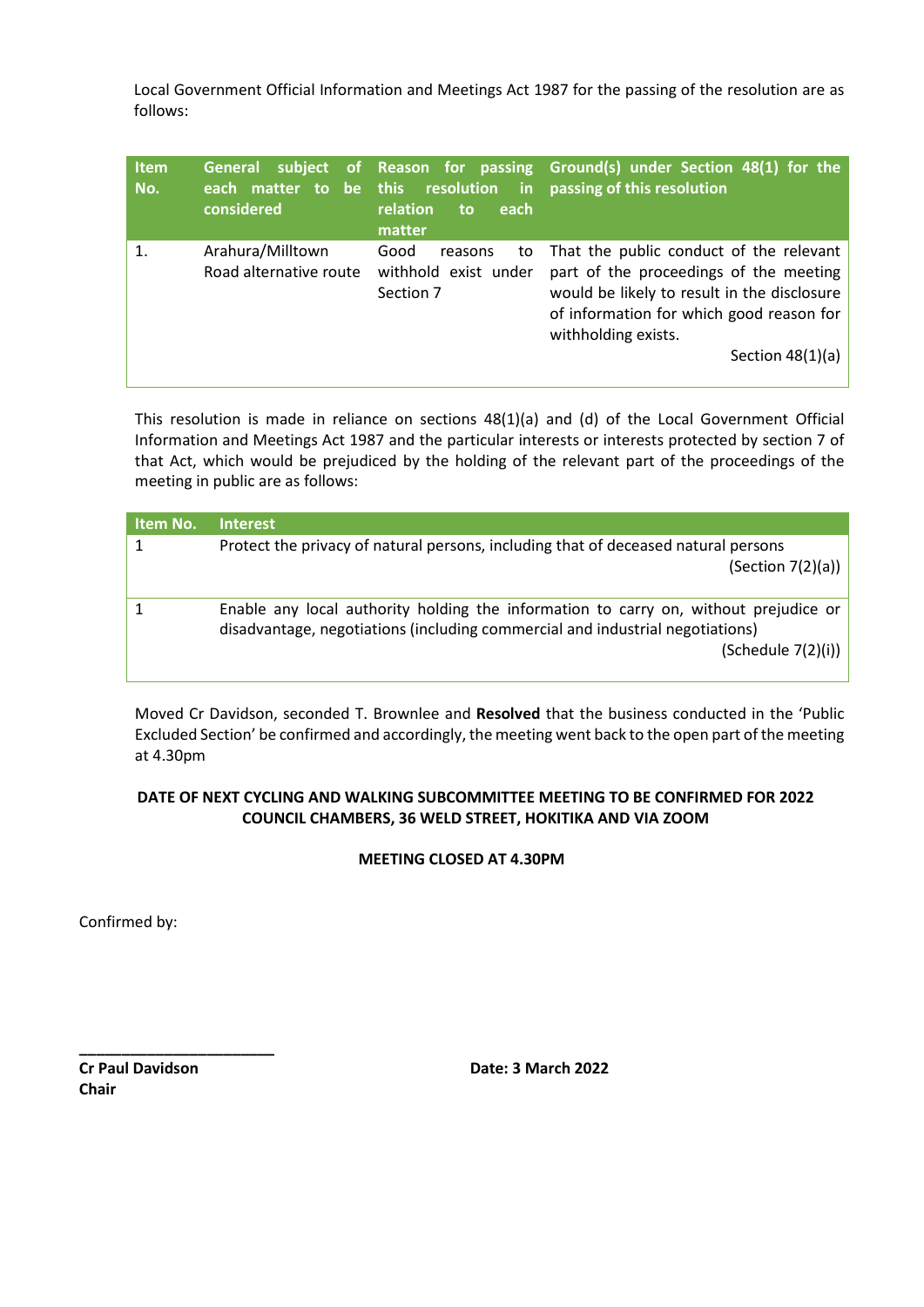Local Government Official Information and Meetings Act 1987 for the passing of the resolution are as follows:

| Item No. | General subject of each matter to be considered | Reason for passing this resolution in relation to each matter | Ground(s) under Section 48(1) for the passing of this resolution |
|---|---|---|---|
| 1. | Arahura/Milltown Road alternative route | Good reasons to withhold exist under Section 7 | That the public conduct of the relevant part of the proceedings of the meeting would be likely to result in the disclosure of information for which good reason for withholding exists. Section 48(1)(a) |

This resolution is made in reliance on sections 48(1)(a) and (d) of the Local Government Official Information and Meetings Act 1987 and the particular interests or interests protected by section 7 of that Act, which would be prejudiced by the holding of the relevant part of the proceedings of the meeting in public are as follows:

| Item No. | Interest |
|---|---|
| 1 | Protect the privacy of natural persons, including that of deceased natural persons (Section 7(2)(a)) |
| 1 | Enable any local authority holding the information to carry on, without prejudice or disadvantage, negotiations (including commercial and industrial negotiations) (Schedule 7(2)(i)) |

Moved Cr Davidson, seconded T. Brownlee and **Resolved** that the business conducted in the 'Public Excluded Section' be confirmed and accordingly, the meeting went back to the open part of the meeting at 4.30pm

**DATE OF NEXT CYCLING AND WALKING SUBCOMMITTEE MEETING TO BE CONFIRMED FOR 2022**
**COUNCIL CHAMBERS, 36 WELD STREET, HOKITIKA AND VIA ZOOM**

**MEETING CLOSED AT 4.30PM**

Confirmed by:

________________________

**Cr Paul Davidson**
**Chair**

**Date: 3 March 2022**